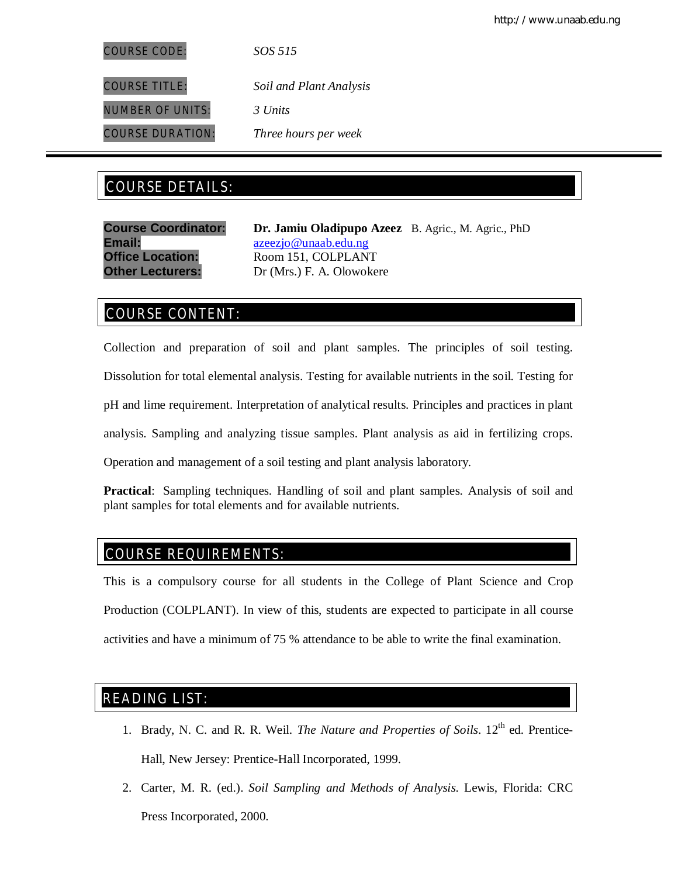| | |
|---|---|
| COURSE CODE: | *SOS 515* |
| COURSE TITLE: | *Soil and Plant Analysis* |
| NUMBER OF UNITS: | *3 Units* |
| COURSE DURATION: | *Three hours per week* |

## COURSE DETAILS:

**Course Coordinator:** **Dr. Jamiu Oladipupo Azeez** B. Agric., M. Agric., PhD
**Email:** azeezjo@unaab.edu.ng
**Office Location:** Room 151, COLPLANT
**Other Lecturers:** Dr (Mrs.) F. A. Olowokere

## COURSE CONTENT:

Collection and preparation of soil and plant samples. The principles of soil testing. Dissolution for total elemental analysis. Testing for available nutrients in the soil. Testing for pH and lime requirement. Interpretation of analytical results. Principles and practices in plant analysis. Sampling and analyzing tissue samples. Plant analysis as aid in fertilizing crops. Operation and management of a soil testing and plant analysis laboratory.

**Practical**: Sampling techniques. Handling of soil and plant samples. Analysis of soil and plant samples for total elements and for available nutrients.

## COURSE REQUIREMENTS:

This is a compulsory course for all students in the College of Plant Science and Crop Production (COLPLANT). In view of this, students are expected to participate in all course activities and have a minimum of 75 % attendance to be able to write the final examination.

## READING LIST:

1. Brady, N. C. and R. R. Weil. *The Nature and Properties of Soils*. 12th ed. Prentice-Hall, New Jersey: Prentice-Hall Incorporated, 1999.
2. Carter, M. R. (ed.). *Soil Sampling and Methods of Analysis*. Lewis, Florida: CRC Press Incorporated, 2000.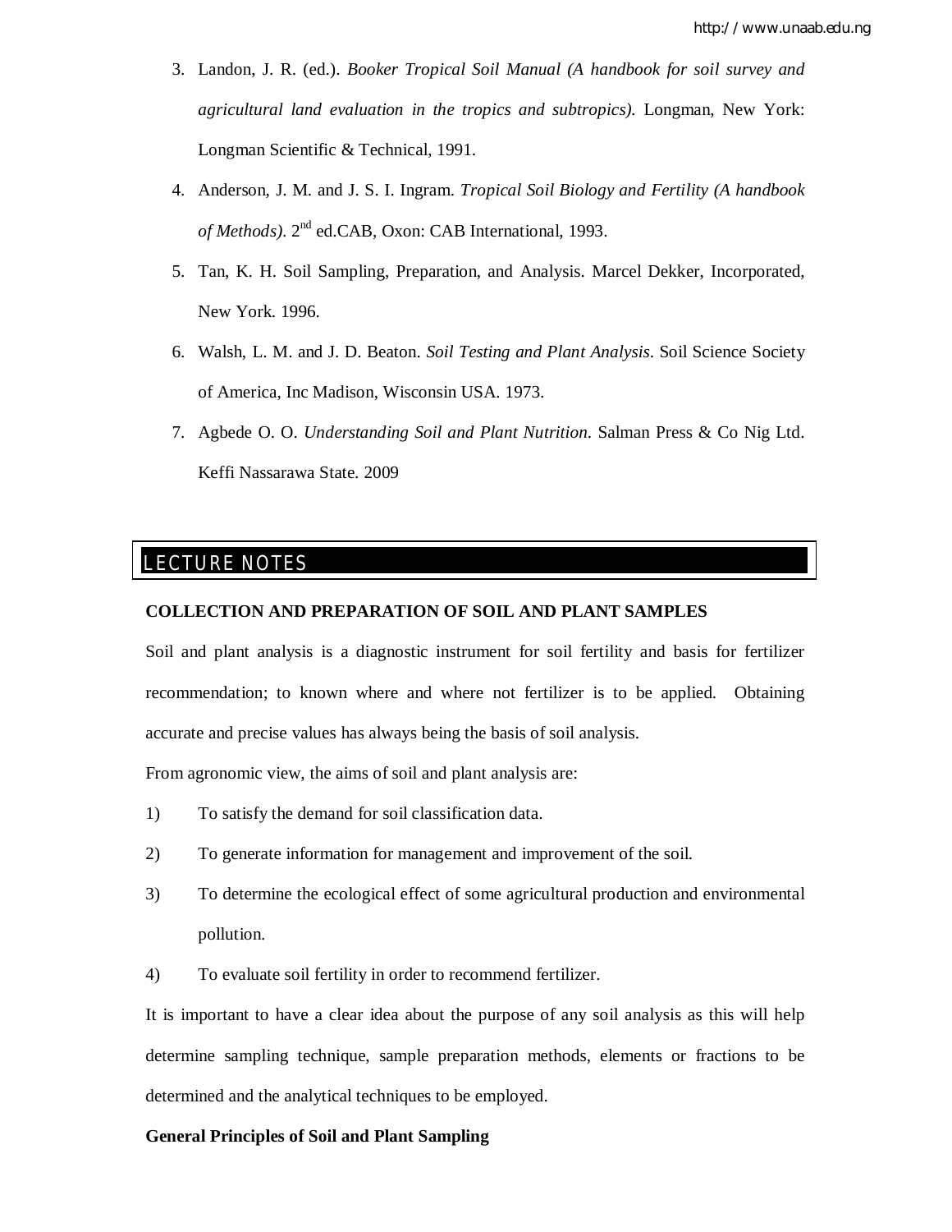3. Landon, J. R. (ed.). *Booker Tropical Soil Manual (A handbook for soil survey and agricultural land evaluation in the tropics and subtropics)*. Longman, New York: Longman Scientific & Technical, 1991.
4. Anderson, J. M. and J. S. I. Ingram. *Tropical Soil Biology and Fertility (A handbook of Methods)*. 2nd ed.CAB, Oxon: CAB International, 1993.
5. Tan, K. H. Soil Sampling, Preparation, and Analysis. Marcel Dekker, Incorporated, New York. 1996.
6. Walsh, L. M. and J. D. Beaton. *Soil Testing and Plant Analysis*. Soil Science Society of America, Inc Madison, Wisconsin USA. 1973.
7. Agbede O. O. *Understanding Soil and Plant Nutrition*. Salman Press & Co Nig Ltd. Keffi Nassarawa State. 2009

## LECTURE NOTES

**COLLECTION AND PREPARATION OF SOIL AND PLANT SAMPLES**

Soil and plant analysis is a diagnostic instrument for soil fertility and basis for fertilizer recommendation; to known where and where not fertilizer is to be applied. Obtaining accurate and precise values has always being the basis of soil analysis.

From agronomic view, the aims of soil and plant analysis are:

1) To satisfy the demand for soil classification data.
2) To generate information for management and improvement of the soil.
3) To determine the ecological effect of some agricultural production and environmental pollution.
4) To evaluate soil fertility in order to recommend fertilizer.

It is important to have a clear idea about the purpose of any soil analysis as this will help determine sampling technique, sample preparation methods, elements or fractions to be determined and the analytical techniques to be employed.

**General Principles of Soil and Plant Sampling**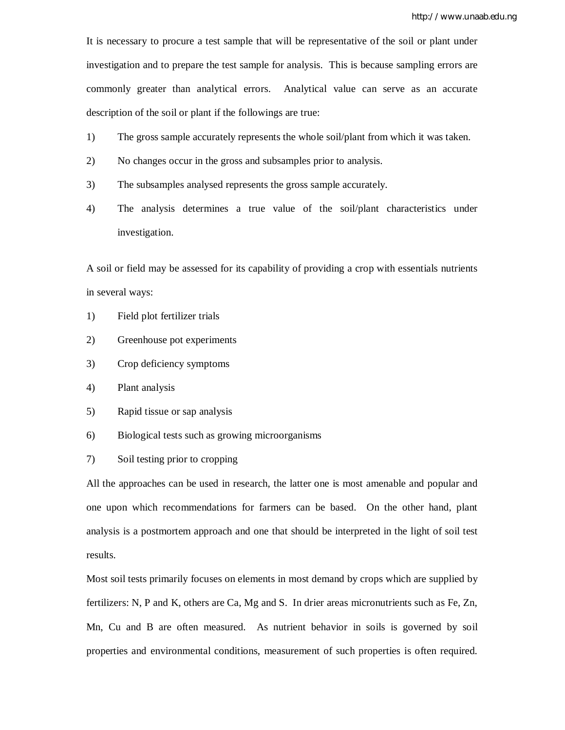It is necessary to procure a test sample that will be representative of the soil or plant under investigation and to prepare the test sample for analysis. This is because sampling errors are commonly greater than analytical errors. Analytical value can serve as an accurate description of the soil or plant if the followings are true:

1) The gross sample accurately represents the whole soil/plant from which it was taken.
2) No changes occur in the gross and subsamples prior to analysis.
3) The subsamples analysed represents the gross sample accurately.
4) The analysis determines a true value of the soil/plant characteristics under investigation.

A soil or field may be assessed for its capability of providing a crop with essentials nutrients in several ways:

1) Field plot fertilizer trials
2) Greenhouse pot experiments
3) Crop deficiency symptoms
4) Plant analysis
5) Rapid tissue or sap analysis
6) Biological tests such as growing microorganisms
7) Soil testing prior to cropping

All the approaches can be used in research, the latter one is most amenable and popular and one upon which recommendations for farmers can be based. On the other hand, plant analysis is a postmortem approach and one that should be interpreted in the light of soil test results.

Most soil tests primarily focuses on elements in most demand by crops which are supplied by fertilizers: N, P and K, others are Ca, Mg and S. In drier areas micronutrients such as Fe, Zn, Mn, Cu and B are often measured. As nutrient behavior in soils is governed by soil properties and environmental conditions, measurement of such properties is often required.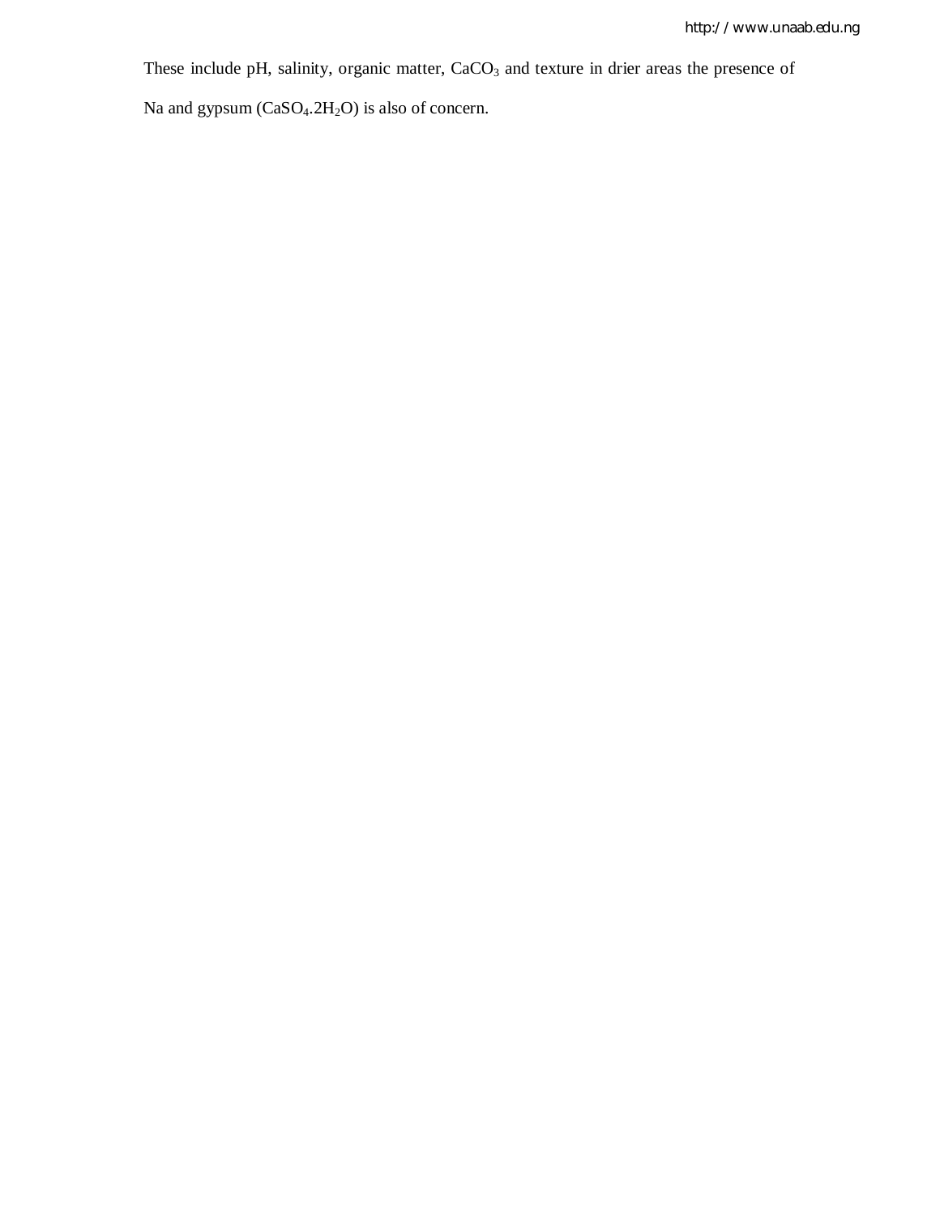These include pH, salinity, organic matter, $CaCO_3$ and texture in drier areas the presence of Na and gypsum ($CaSO_4.2H_2O$) is also of concern.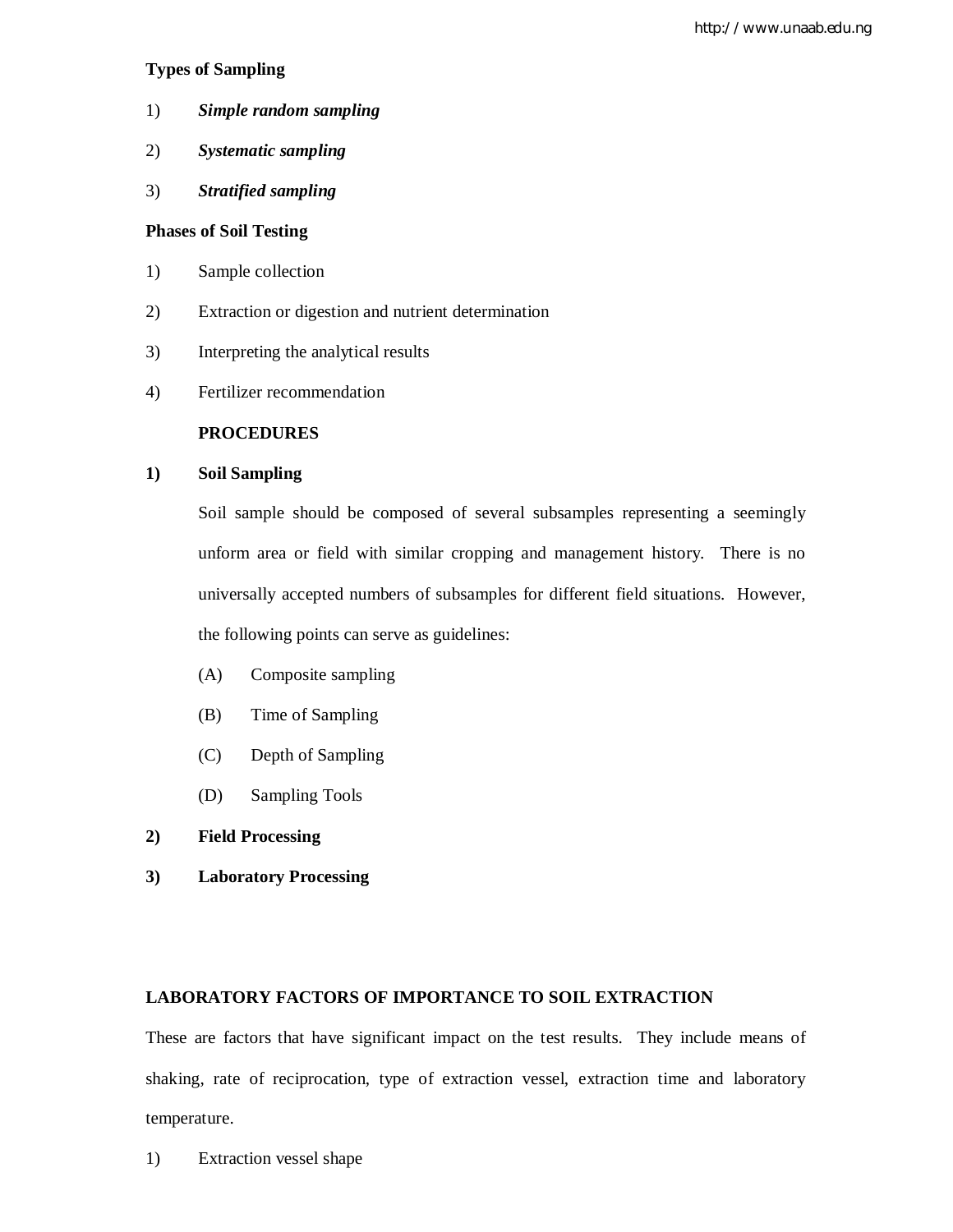**Types of Sampling**

1) ***Simple random sampling***

2) ***Systematic sampling***

3) ***Stratified sampling***

**Phases of Soil Testing**

1) Sample collection

2) Extraction or digestion and nutrient determination

3) Interpreting the analytical results

4) Fertilizer recommendation

**PROCEDURES**

**1) Soil Sampling**

Soil sample should be composed of several subsamples representing a seemingly unform area or field with similar cropping and management history. There is no universally accepted numbers of subsamples for different field situations. However, the following points can serve as guidelines:

(A) Composite sampling

(B) Time of Sampling

(C) Depth of Sampling

(D) Sampling Tools

**2) Field Processing**

**3) Laboratory Processing**

**LABORATORY FACTORS OF IMPORTANCE TO SOIL EXTRACTION**

These are factors that have significant impact on the test results. They include means of shaking, rate of reciprocation, type of extraction vessel, extraction time and laboratory temperature.

1) Extraction vessel shape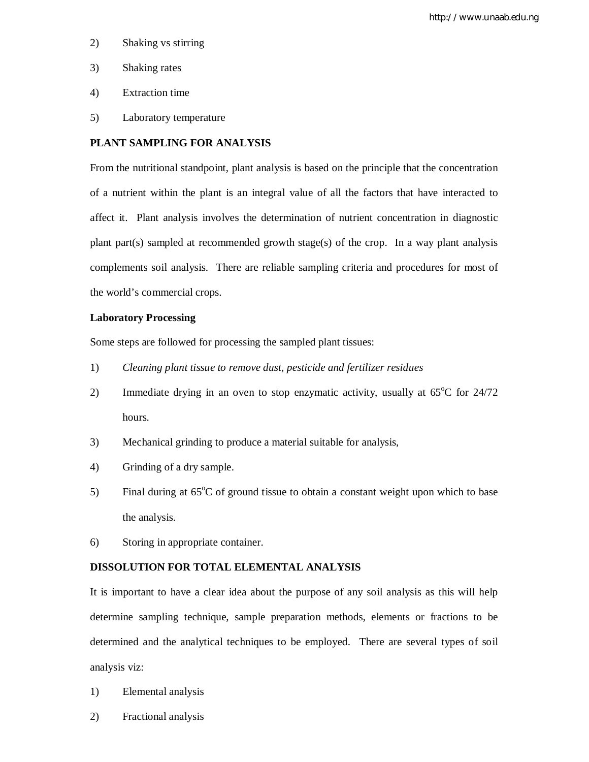2) Shaking vs stirring

3) Shaking rates

4) Extraction time

5) Laboratory temperature

**PLANT SAMPLING FOR ANALYSIS**

From the nutritional standpoint, plant analysis is based on the principle that the concentration of a nutrient within the plant is an integral value of all the factors that have interacted to affect it. Plant analysis involves the determination of nutrient concentration in diagnostic plant part(s) sampled at recommended growth stage(s) of the crop. In a way plant analysis complements soil analysis. There are reliable sampling criteria and procedures for most of the world's commercial crops.

**Laboratory Processing**

Some steps are followed for processing the sampled plant tissues:

1) *Cleaning plant tissue to remove dust, pesticide and fertilizer residues*

2) Immediate drying in an oven to stop enzymatic activity, usually at 65$^{o}$C for 24/72 hours.

3) Mechanical grinding to produce a material suitable for analysis,

4) Grinding of a dry sample.

5) Final during at 65$^{o}$C of ground tissue to obtain a constant weight upon which to base the analysis.

6) Storing in appropriate container.

**DISSOLUTION FOR TOTAL ELEMENTAL ANALYSIS**

It is important to have a clear idea about the purpose of any soil analysis as this will help determine sampling technique, sample preparation methods, elements or fractions to be determined and the analytical techniques to be employed. There are several types of soil analysis viz:

1) Elemental analysis

2) Fractional analysis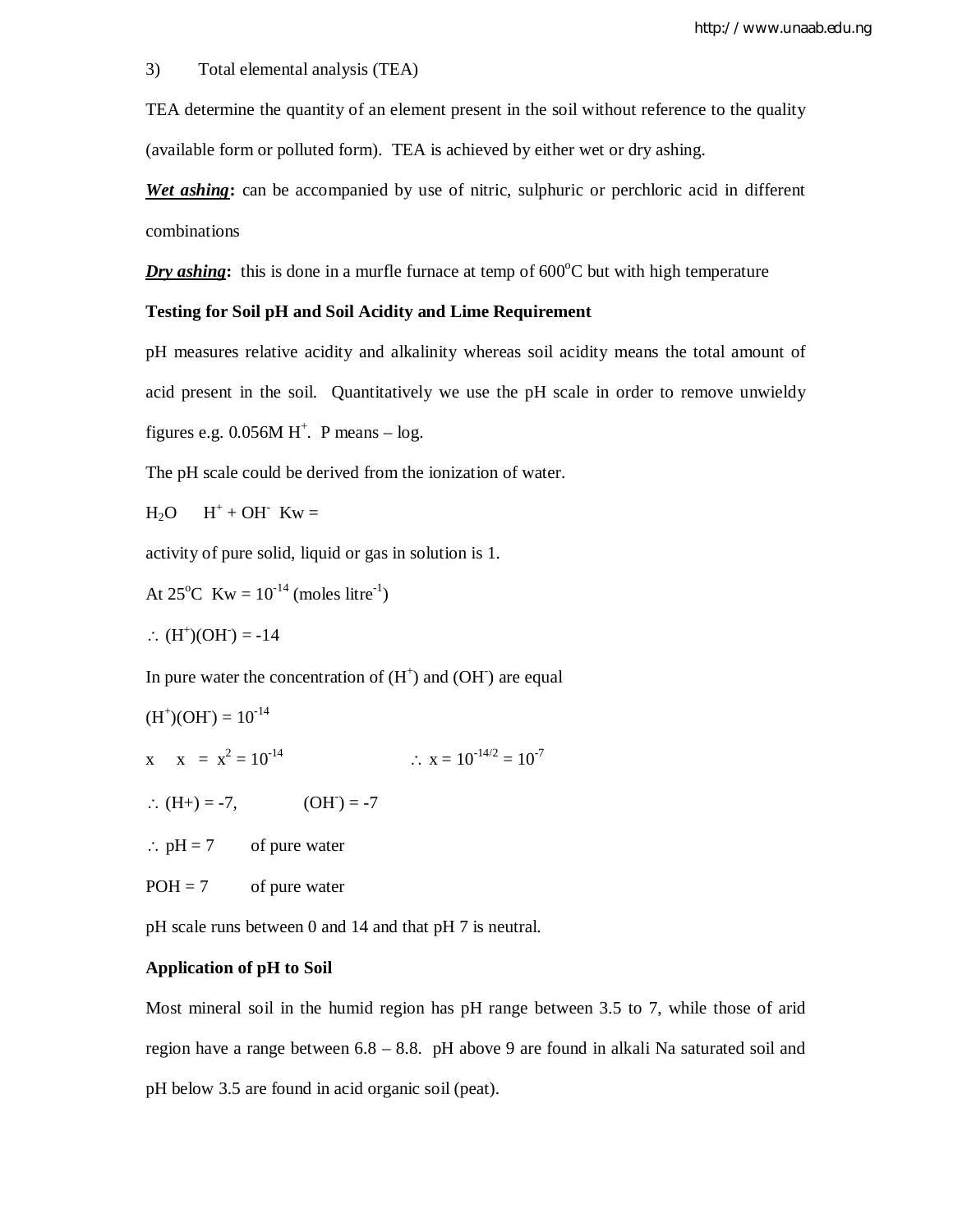3) Total elemental analysis (TEA)

TEA determine the quantity of an element present in the soil without reference to the quality (available form or polluted form). TEA is achieved by either wet or dry ashing.

***Wet ashing*:** can be accompanied by use of nitric, sulphuric or perchloric acid in different combinations

***Dry ashing*:** this is done in a murfle furnace at temp of $600^oC$ but with high temperature

**Testing for Soil pH and Soil Acidity and Lime Requirement**

pH measures relative acidity and alkalinity whereas soil acidity means the total amount of acid present in the soil. Quantitatively we use the pH scale in order to remove unwieldy figures e.g. $0.056M\ H^+$. P means – log.

The pH scale could be derived from the ionization of water.

$H_2O \quad H^+ + OH^-$ Kw =

activity of pure solid, liquid or gas in solution is 1.

At $25^oC$ $Kw = 10^{-14}$ (moles $litre^{-1}$)

$\therefore (H^+)(OH^-) = -14$

In pure water the concentration of $(H^+)$ and $(OH^-)$ are equal

$(H^+)(OH^-) = 10^{-14}$

$x \quad x = x^2 = 10^{-14} \qquad \therefore x = 10^{-14/2} = 10^{-7}$

$\therefore (H+) = -7, \qquad (OH^-) = -7$

$\therefore$ pH = 7 of pure water

POH = 7 of pure water

pH scale runs between 0 and 14 and that pH 7 is neutral.

**Application of pH to Soil**

Most mineral soil in the humid region has pH range between 3.5 to 7, while those of arid region have a range between 6.8 – 8.8. pH above 9 are found in alkali Na saturated soil and pH below 3.5 are found in acid organic soil (peat).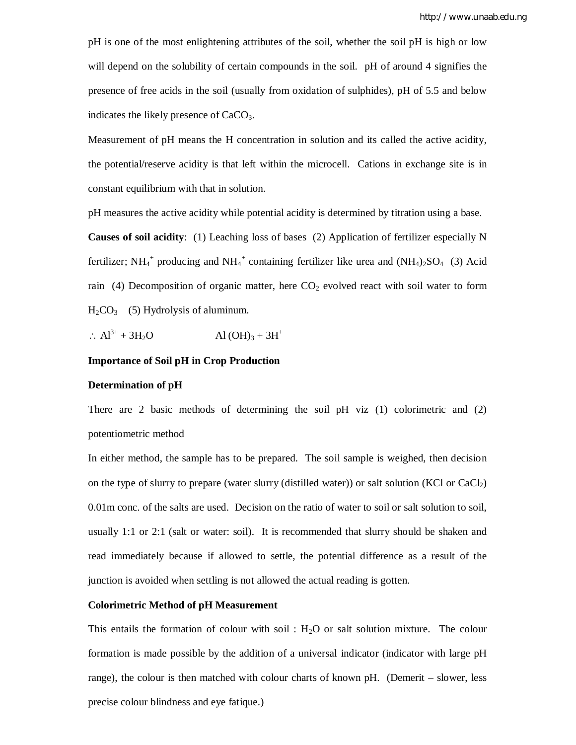pH is one of the most enlightening attributes of the soil, whether the soil pH is high or low will depend on the solubility of certain compounds in the soil. pH of around 4 signifies the presence of free acids in the soil (usually from oxidation of sulphides), pH of 5.5 and below indicates the likely presence of $CaCO_3$.

Measurement of pH means the H concentration in solution and its called the active acidity, the potential/reserve acidity is that left within the microcell. Cations in exchange site is in constant equilibrium with that in solution.

pH measures the active acidity while potential acidity is determined by titration using a base.

**Causes of soil acidity**: (1) Leaching loss of bases (2) Application of fertilizer especially N fertilizer; $NH_4^+$ producing and $NH_4^+$ containing fertilizer like urea and $(NH_4)_2SO_4$ (3) Acid rain (4) Decomposition of organic matter, here $CO_2$ evolved react with soil water to form $H_2CO_3$ (5) Hydrolysis of aluminum.

$\therefore$ $Al^{3+} + 3H_2O \qquad Al(OH)_3 + 3H^+$

**Importance of Soil pH in Crop Production**

**Determination of pH**

There are 2 basic methods of determining the soil pH viz (1) colorimetric and (2) potentiometric method

In either method, the sample has to be prepared. The soil sample is weighed, then decision on the type of slurry to prepare (water slurry (distilled water)) or salt solution (KCl or $CaCl_2$) 0.01m conc. of the salts are used. Decision on the ratio of water to soil or salt solution to soil, usually 1:1 or 2:1 (salt or water: soil). It is recommended that slurry should be shaken and read immediately because if allowed to settle, the potential difference as a result of the junction is avoided when settling is not allowed the actual reading is gotten.

**Colorimetric Method of pH Measurement**

This entails the formation of colour with soil : $H_2O$ or salt solution mixture. The colour formation is made possible by the addition of a universal indicator (indicator with large pH range), the colour is then matched with colour charts of known pH. (Demerit – slower, less precise colour blindness and eye fatique.)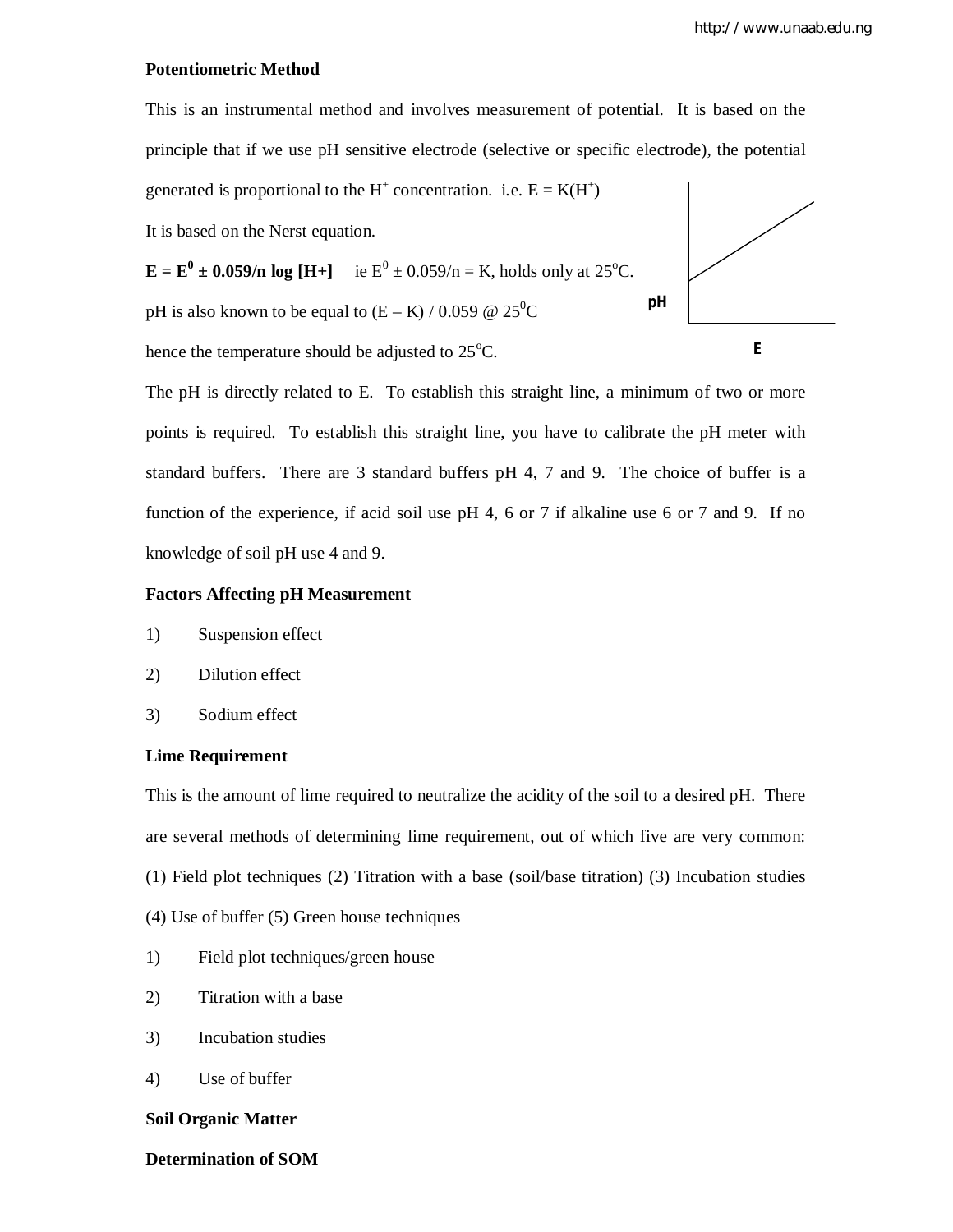**Potentiometric Method**

This is an instrumental method and involves measurement of potential. It is based on the principle that if we use pH sensitive electrode (selective or specific electrode), the potential generated is proportional to the $H^+$ concentration. i.e. $E = K(H^+)$

It is based on the Nerst equation.

$\mathbf{E = E^0 \pm 0.059/n \log [H+]}$ ie $E^0 \pm 0.059/n = K$, holds only at $25^oC$.

pH is also known to be equal to $(E – K) / 0.059$ @ $25^0C$

hence the temperature should be adjusted to $25^oC$.

The pH is directly related to E. To establish this straight line, a minimum of two or more points is required. To establish this straight line, you have to calibrate the pH meter with standard buffers. There are 3 standard buffers pH 4, 7 and 9. The choice of buffer is a function of the experience, if acid soil use pH 4, 6 or 7 if alkaline use 6 or 7 and 9. If no knowledge of soil pH use 4 and 9.

**Factors Affecting pH Measurement**

1) Suspension effect
2) Dilution effect
3) Sodium effect

**Lime Requirement**

This is the amount of lime required to neutralize the acidity of the soil to a desired pH. There are several methods of determining lime requirement, out of which five are very common: (1) Field plot techniques (2) Titration with a base (soil/base titration) (3) Incubation studies (4) Use of buffer (5) Green house techniques

1) Field plot techniques/green house
2) Titration with a base
3) Incubation studies
4) Use of buffer

**Soil Organic Matter**

**Determination of SOM**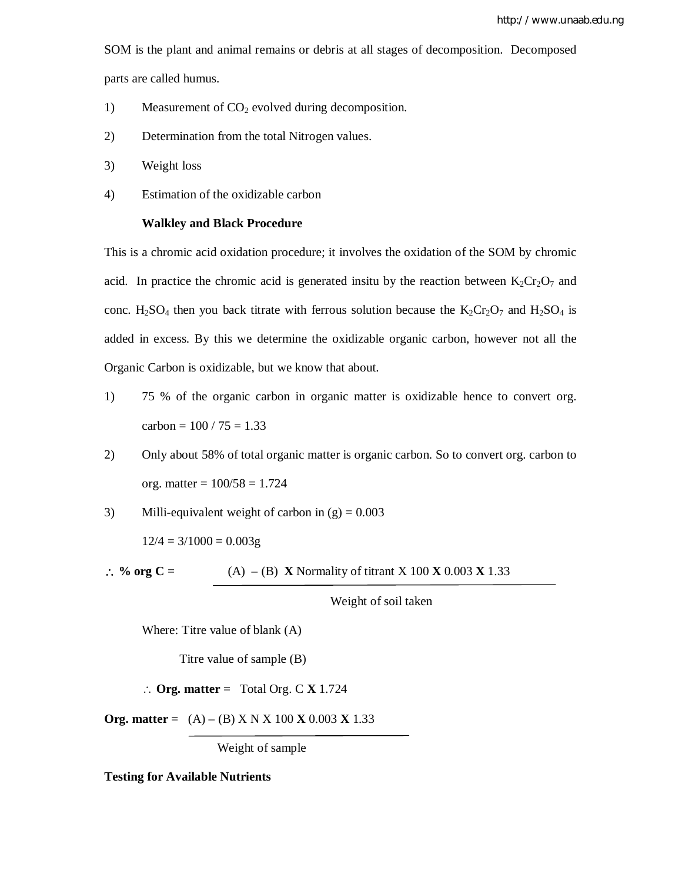SOM is the plant and animal remains or debris at all stages of decomposition. Decomposed parts are called humus.

1) Measurement of $CO_2$ evolved during decomposition.
2) Determination from the total Nitrogen values.
3) Weight loss
4) Estimation of the oxidizable carbon

**Walkley and Black Procedure**

This is a chromic acid oxidation procedure; it involves the oxidation of the SOM by chromic acid. In practice the chromic acid is generated insitu by the reaction between $K_2Cr_2O_7$ and conc. $H_2SO_4$ then you back titrate with ferrous solution because the $K_2Cr_2O_7$ and $H_2SO_4$ is added in excess. By this we determine the oxidizable organic carbon, however not all the Organic Carbon is oxidizable, but we know that about.

1) 75 % of the organic carbon in organic matter is oxidizable hence to convert org. carbon = 100 / 75 = 1.33
2) Only about 58% of total organic matter is organic carbon. So to convert org. carbon to org. matter = 100/58 = 1.724
3) Milli-equivalent weight of carbon in (g) = 0.003

   12/4 = 3/1000 = 0.003g

$$\therefore \textbf{\% org C} = \frac{(A) - (B) \times \text{Normality of titrant} \times 100 \times 0.003 \times 1.33}{\text{Weight of soil taken}}$$

Where: Titre value of blank (A)

Titre value of sample (B)

$\therefore$ **Org. matter** = Total Org. C **X** 1.724

$$\textbf{Org. matter} = \frac{(A) - (B) \times N \times 100 \times 0.003 \times 1.33}{\text{Weight of sample}}$$

**Testing for Available Nutrients**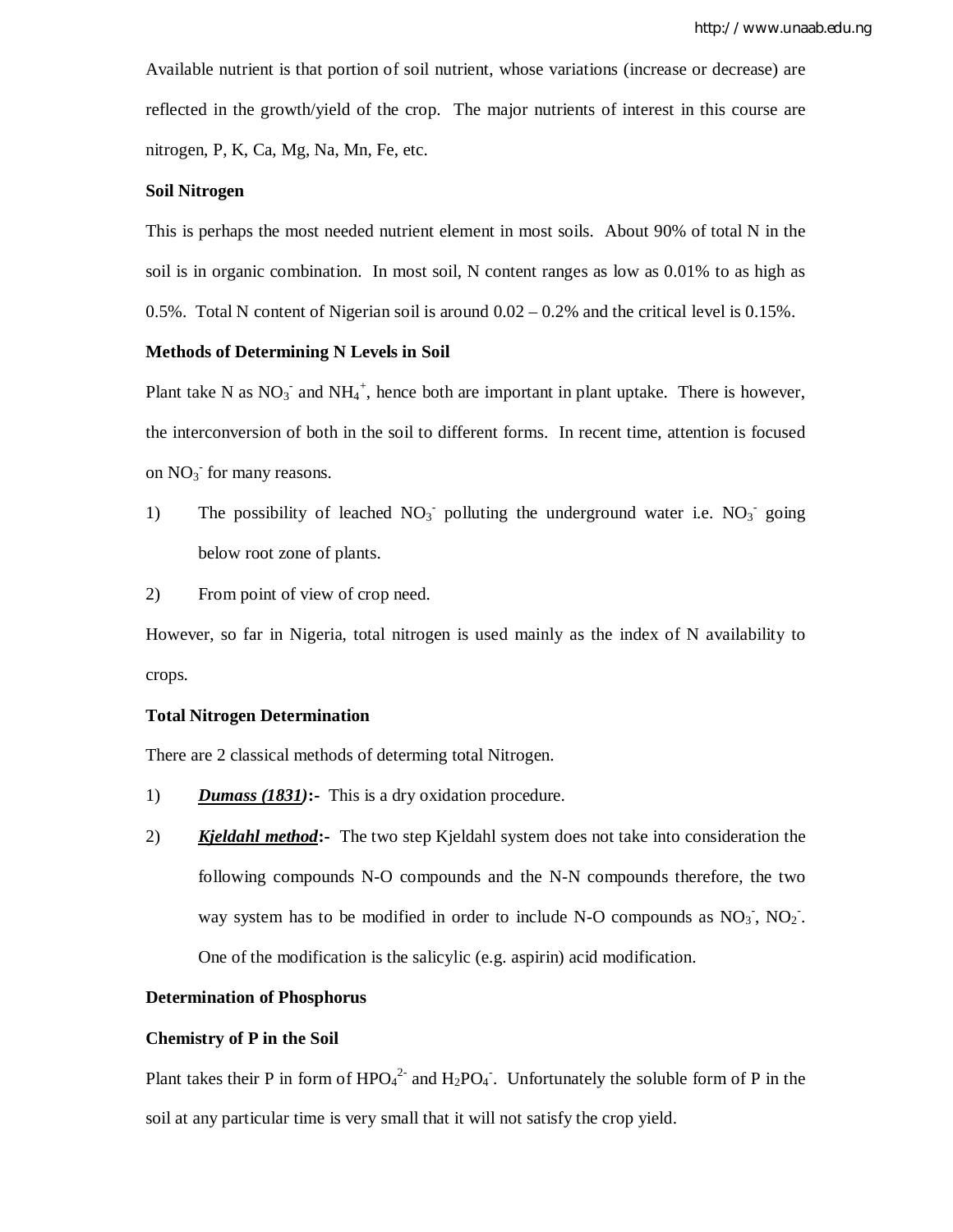Available nutrient is that portion of soil nutrient, whose variations (increase or decrease) are reflected in the growth/yield of the crop. The major nutrients of interest in this course are nitrogen, P, K, Ca, Mg, Na, Mn, Fe, etc.

**Soil Nitrogen**

This is perhaps the most needed nutrient element in most soils. About 90% of total N in the soil is in organic combination. In most soil, N content ranges as low as 0.01% to as high as 0.5%. Total N content of Nigerian soil is around 0.02 – 0.2% and the critical level is 0.15%.

**Methods of Determining N Levels in Soil**

Plant take N as $NO_3^-$ and $NH_4^+$, hence both are important in plant uptake. There is however, the interconversion of both in the soil to different forms. In recent time, attention is focused on $NO_3^-$ for many reasons.

1) The possibility of leached $NO_3^-$ polluting the underground water i.e. $NO_3^-$ going below root zone of plants.
2) From point of view of crop need.

However, so far in Nigeria, total nitrogen is used mainly as the index of N availability to crops.

**Total Nitrogen Determination**

There are 2 classical methods of determing total Nitrogen.

1) ***Dumass (1831)*:-** This is a dry oxidation procedure.
2) ***Kjeldahl method*:-** The two step Kjeldahl system does not take into consideration the following compounds N-O compounds and the N-N compounds therefore, the two way system has to be modified in order to include N-O compounds as $NO_3^-$, $NO_2^-$. One of the modification is the salicylic (e.g. aspirin) acid modification.

**Determination of Phosphorus**

**Chemistry of P in the Soil**

Plant takes their P in form of $HPO_4^{2-}$ and $H_2PO_4^-$. Unfortunately the soluble form of P in the soil at any particular time is very small that it will not satisfy the crop yield.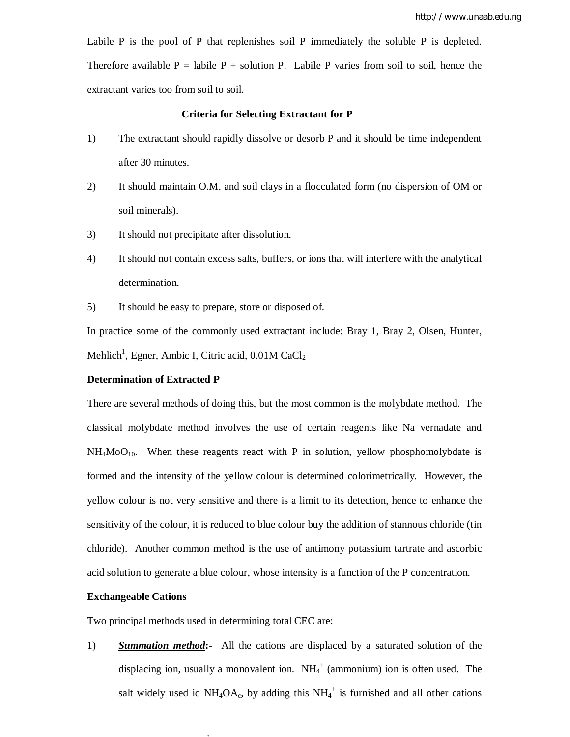Labile P is the pool of P that replenishes soil P immediately the soluble P is depleted. Therefore available P = labile P + solution P. Labile P varies from soil to soil, hence the extractant varies too from soil to soil.

**Criteria for Selecting Extractant for P**

1) The extractant should rapidly dissolve or desorb P and it should be time independent after 30 minutes.
2) It should maintain O.M. and soil clays in a flocculated form (no dispersion of OM or soil minerals).
3) It should not precipitate after dissolution.
4) It should not contain excess salts, buffers, or ions that will interfere with the analytical determination.
5) It should be easy to prepare, store or disposed of.

In practice some of the commonly used extractant include: Bray 1, Bray 2, Olsen, Hunter, Mehlich[1], Egner, Ambic I, Citric acid, 0.01M $CaCl_2$

**Determination of Extracted P**

There are several methods of doing this, but the most common is the molybdate method. The classical molybdate method involves the use of certain reagents like Na vernadate and $NH_4MoO_{10}$. When these reagents react with P in solution, yellow phosphomolybdate is formed and the intensity of the yellow colour is determined colorimetrically. However, the yellow colour is not very sensitive and there is a limit to its detection, hence to enhance the sensitivity of the colour, it is reduced to blue colour buy the addition of stannous chloride (tin chloride). Another common method is the use of antimony potassium tartrate and ascorbic acid solution to generate a blue colour, whose intensity is a function of the P concentration.

**Exchangeable Cations**

Two principal methods used in determining total CEC are:

1) ***Summation method*:-** All the cations are displaced by a saturated solution of the displacing ion, usually a monovalent ion. $NH_4^+$ (ammonium) ion is often used. The salt widely used id $NH_4OA_c$, by adding this $NH_4^+$ is furnished and all other cations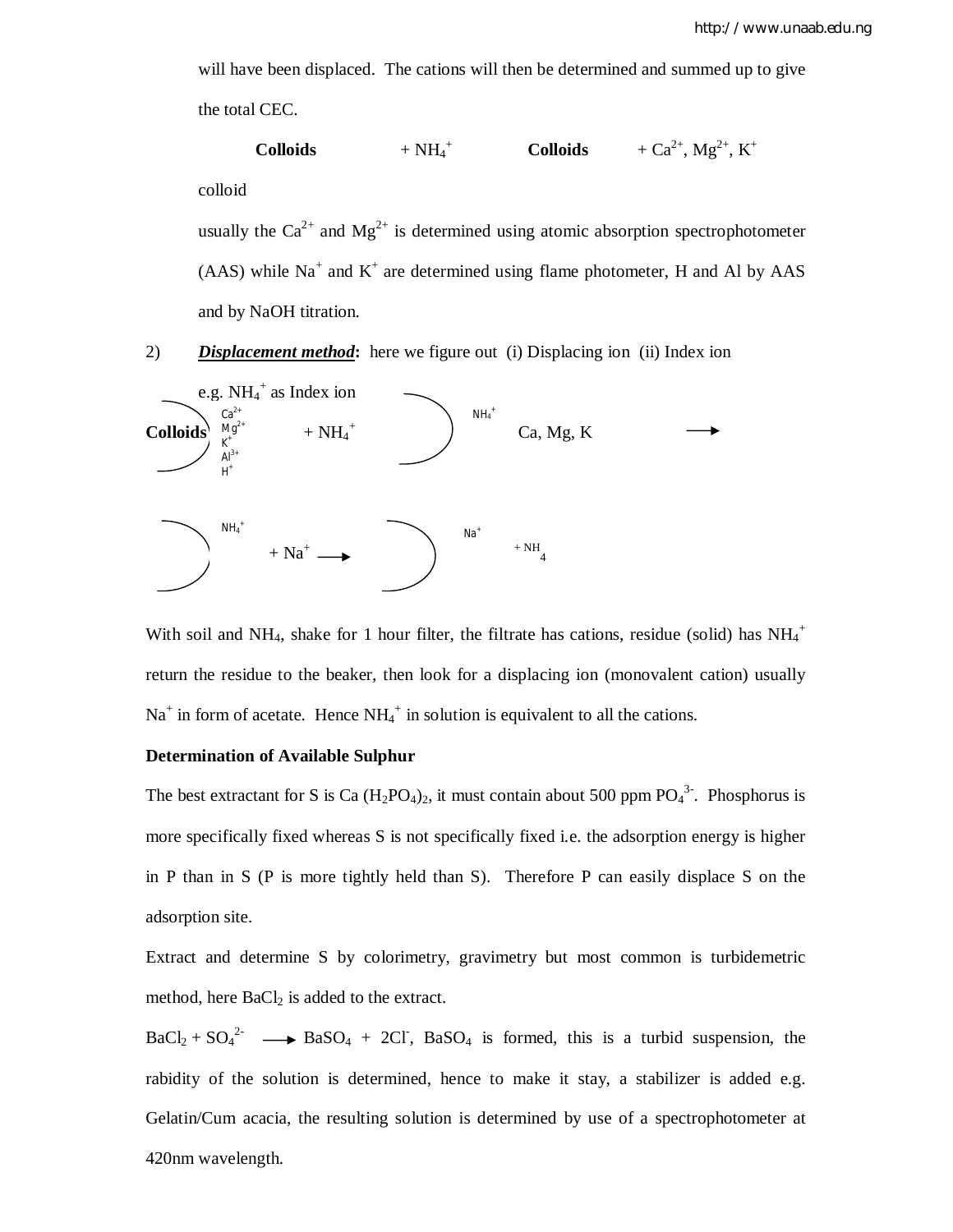will have been displaced. The cations will then be determined and summed up to give the total CEC.

**Colloids** + $NH_4^+$ **Colloids** + $Ca^{2+}$, $Mg^{2+}$, $K^+$

colloid

usually the $Ca^{2+}$ and $Mg^{2+}$ is determined using atomic absorption spectrophotometer (AAS) while $Na^+$ and $K^+$ are determined using flame photometer, H and Al by AAS and by NaOH titration.

2) ***Displacement method*:** here we figure out (i) Displacing ion (ii) Index ion

e.g. $NH_4^+$ as Index ion

**Colloids** $Ca^{2+}$ $Mg^{2+}$ $K^+$ $Al^{3+}$ $H^+$ + $NH_4^+$ → $NH_4^+$ Ca, Mg, K →

$NH_4^+$ + $Na^+$ → $Na^+$ + $NH_4$

With soil and $NH_4$, shake for 1 hour filter, the filtrate has cations, residue (solid) has $NH_4^+$ return the residue to the beaker, then look for a displacing ion (monovalent cation) usually $Na^+$ in form of acetate. Hence $NH_4^+$ in solution is equivalent to all the cations.

**Determination of Available Sulphur**

The best extractant for S is $Ca(H_2PO_4)_2$, it must contain about 500 ppm $PO_4^{3-}$. Phosphorus is more specifically fixed whereas S is not specifically fixed i.e. the adsorption energy is higher in P than in S (P is more tightly held than S). Therefore P can easily displace S on the adsorption site.

Extract and determine S by colorimetry, gravimetry but most common is turbidemetric method, here $BaCl_2$ is added to the extract.

$BaCl_2 + SO_4^{2-} \longrightarrow BaSO_4 + 2Cl^-$, $BaSO_4$ is formed, this is a turbid suspension, the rabidity of the solution is determined, hence to make it stay, a stabilizer is added e.g. Gelatin/Cum acacia, the resulting solution is determined by use of a spectrophotometer at 420nm wavelength.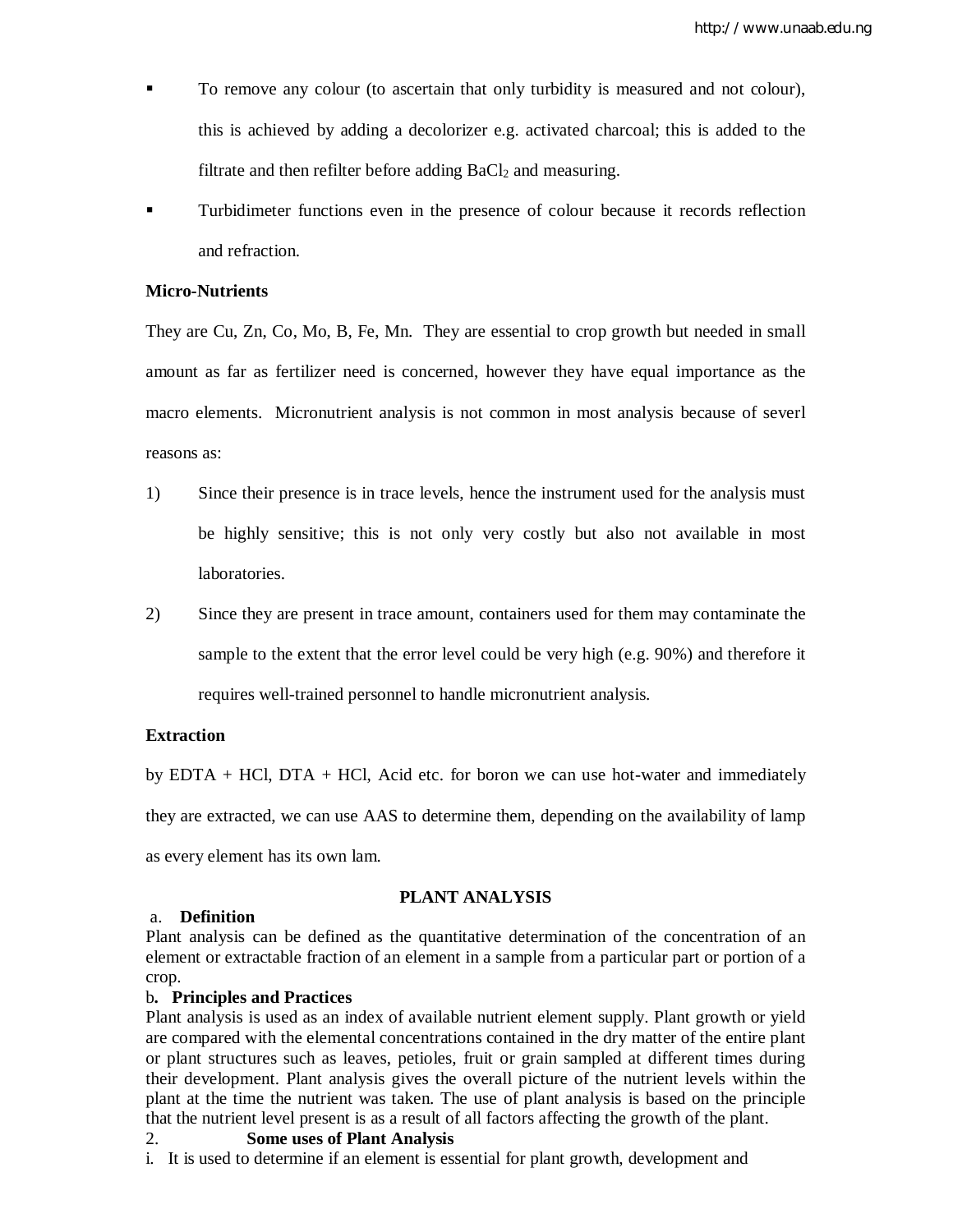- To remove any colour (to ascertain that only turbidity is measured and not colour), this is achieved by adding a decolorizer e.g. activated charcoal; this is added to the filtrate and then refilter before adding $BaCl_2$ and measuring.
- Turbidimeter functions even in the presence of colour because it records reflection and refraction.

**Micro-Nutrients**

They are Cu, Zn, Co, Mo, B, Fe, Mn. They are essential to crop growth but needed in small amount as far as fertilizer need is concerned, however they have equal importance as the macro elements. Micronutrient analysis is not common in most analysis because of severl reasons as:

1) Since their presence is in trace levels, hence the instrument used for the analysis must be highly sensitive; this is not only very costly but also not available in most laboratories.
2) Since they are present in trace amount, containers used for them may contaminate the sample to the extent that the error level could be very high (e.g. 90%) and therefore it requires well-trained personnel to handle micronutrient analysis.

**Extraction**

by EDTA + HCl, DTA + HCl, Acid etc. for boron we can use hot-water and immediately they are extracted, we can use AAS to determine them, depending on the availability of lamp as every element has its own lam.

## PLANT ANALYSIS

a. **Definition**

Plant analysis can be defined as the quantitative determination of the concentration of an element or extractable fraction of an element in a sample from a particular part or portion of a crop.

b**. Principles and Practices**

Plant analysis is used as an index of available nutrient element supply. Plant growth or yield are compared with the elemental concentrations contained in the dry matter of the entire plant or plant structures such as leaves, petioles, fruit or grain sampled at different times during their development. Plant analysis gives the overall picture of the nutrient levels within the plant at the time the nutrient was taken. The use of plant analysis is based on the principle that the nutrient level present is as a result of all factors affecting the growth of the plant.

2. **Some uses of Plant Analysis**

i. It is used to determine if an element is essential for plant growth, development and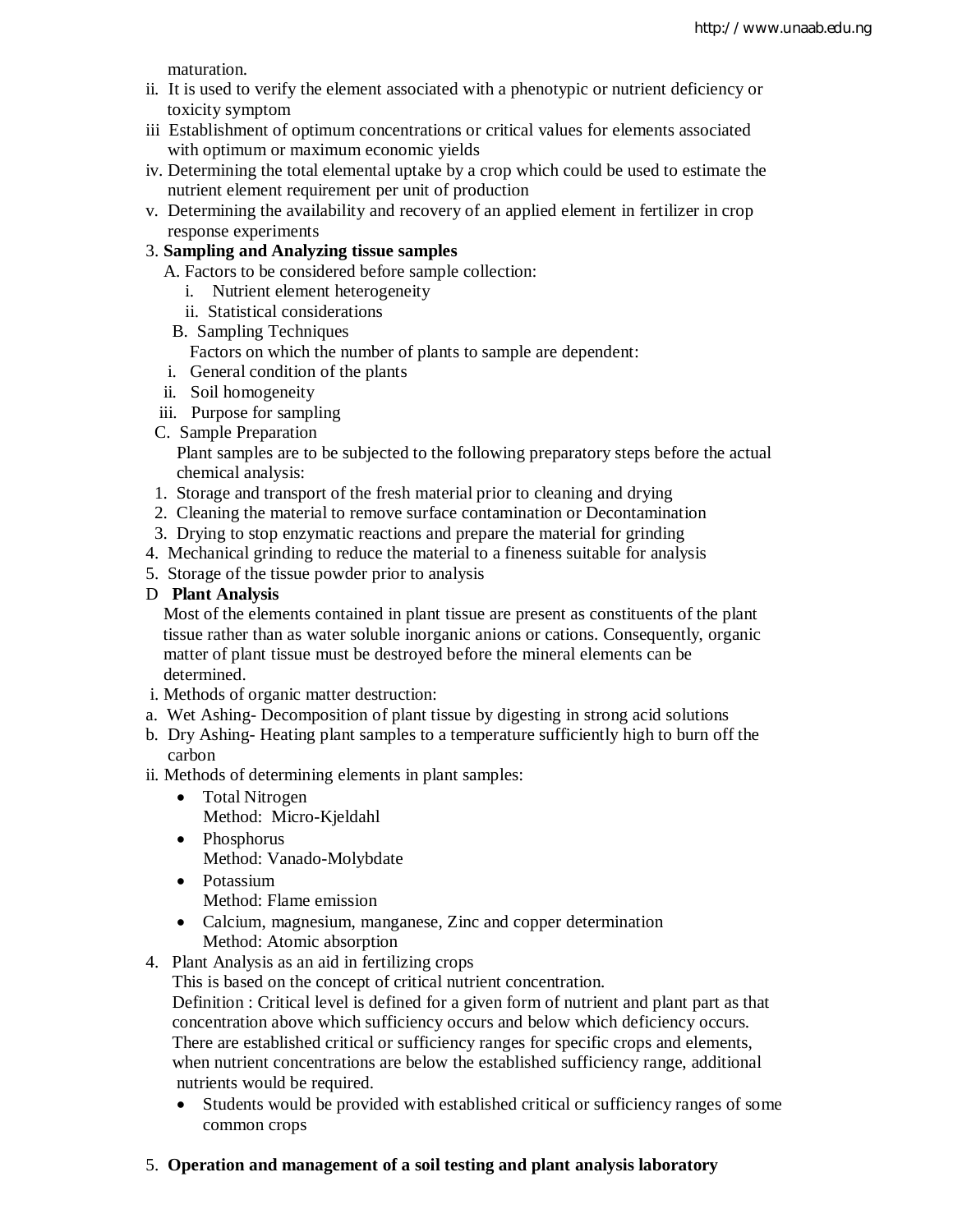maturation.

ii. It is used to verify the element associated with a phenotypic or nutrient deficiency or toxicity symptom
iii Establishment of optimum concentrations or critical values for elements associated with optimum or maximum economic yields
iv. Determining the total elemental uptake by a crop which could be used to estimate the nutrient element requirement per unit of production
v. Determining the availability and recovery of an applied element in fertilizer in crop response experiments

3. **Sampling and Analyzing tissue samples**

A. Factors to be considered before sample collection:

i. Nutrient element heterogeneity
ii. Statistical considerations

B. Sampling Techniques

Factors on which the number of plants to sample are dependent:

i. General condition of the plants
ii. Soil homogeneity
iii. Purpose for sampling

C. Sample Preparation

Plant samples are to be subjected to the following preparatory steps before the actual chemical analysis:

1. Storage and transport of the fresh material prior to cleaning and drying
2. Cleaning the material to remove surface contamination or Decontamination
3. Drying to stop enzymatic reactions and prepare the material for grinding
4. Mechanical grinding to reduce the material to a fineness suitable for analysis
5. Storage of the tissue powder prior to analysis

D **Plant Analysis**

Most of the elements contained in plant tissue are present as constituents of the plant tissue rather than as water soluble inorganic anions or cations. Consequently, organic matter of plant tissue must be destroyed before the mineral elements can be determined.

i. Methods of organic matter destruction:

a. Wet Ashing- Decomposition of plant tissue by digesting in strong acid solutions
b. Dry Ashing- Heating plant samples to a temperature sufficiently high to burn off the carbon

ii. Methods of determining elements in plant samples:

- Total Nitrogen
  Method: Micro-Kjeldahl
- Phosphorus
  Method: Vanado-Molybdate
- Potassium
  Method: Flame emission
- Calcium, magnesium, manganese, Zinc and copper determination
  Method: Atomic absorption

4. Plant Analysis as an aid in fertilizing crops

This is based on the concept of critical nutrient concentration.

Definition : Critical level is defined for a given form of nutrient and plant part as that concentration above which sufficiency occurs and below which deficiency occurs. There are established critical or sufficiency ranges for specific crops and elements, when nutrient concentrations are below the established sufficiency range, additional nutrients would be required.

- Students would be provided with established critical or sufficiency ranges of some common crops

5. **Operation and management of a soil testing and plant analysis laboratory**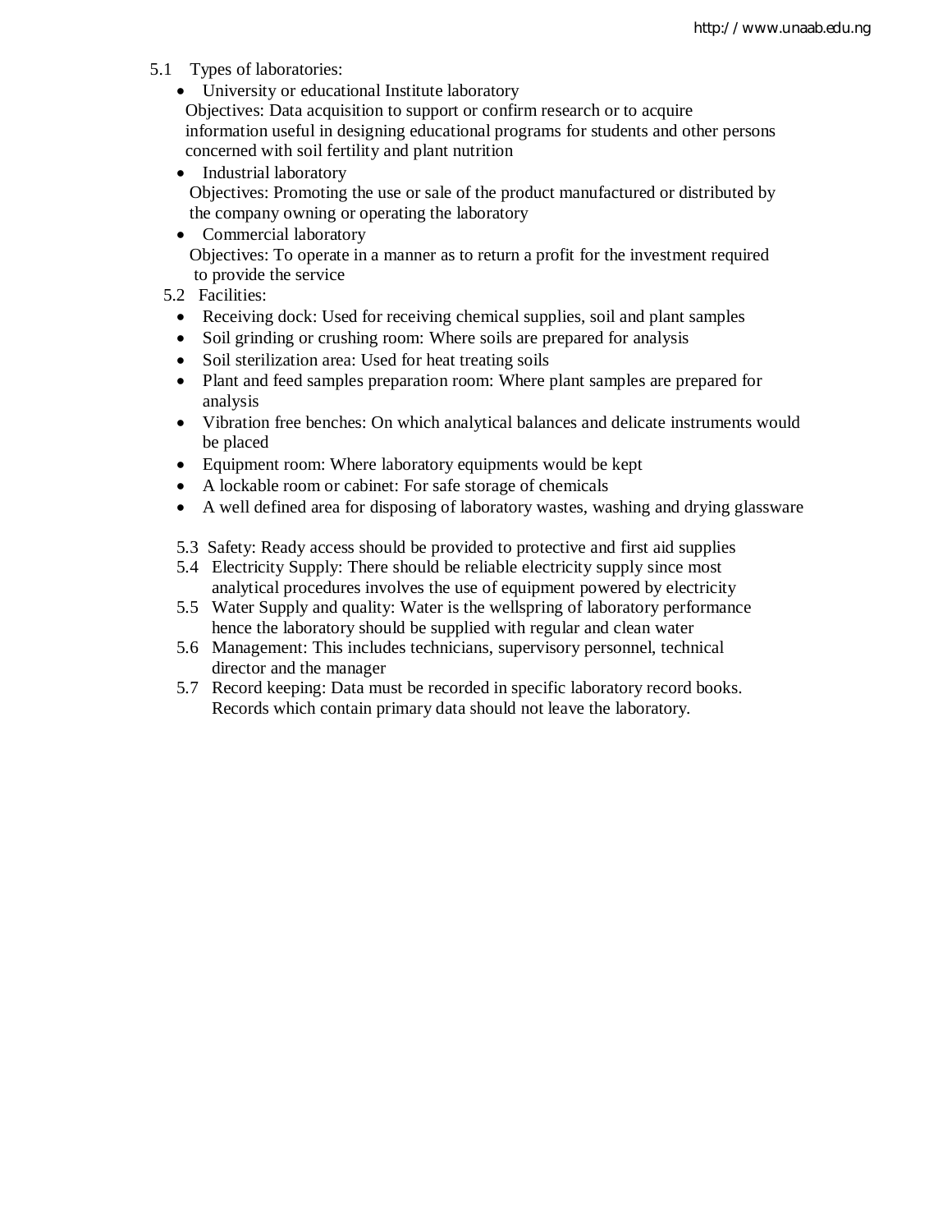5.1 Types of laboratories:

- University or educational Institute laboratory
  Objectives: Data acquisition to support or confirm research or to acquire information useful in designing educational programs for students and other persons concerned with soil fertility and plant nutrition
- Industrial laboratory
  Objectives: Promoting the use or sale of the product manufactured or distributed by the company owning or operating the laboratory
- Commercial laboratory
  Objectives: To operate in a manner as to return a profit for the investment required to provide the service

5.2 Facilities:

- Receiving dock: Used for receiving chemical supplies, soil and plant samples
- Soil grinding or crushing room: Where soils are prepared for analysis
- Soil sterilization area: Used for heat treating soils
- Plant and feed samples preparation room: Where plant samples are prepared for analysis
- Vibration free benches: On which analytical balances and delicate instruments would be placed
- Equipment room: Where laboratory equipments would be kept
- A lockable room or cabinet: For safe storage of chemicals
- A well defined area for disposing of laboratory wastes, washing and drying glassware

5.3 Safety: Ready access should be provided to protective and first aid supplies

5.4 Electricity Supply: There should be reliable electricity supply since most analytical procedures involves the use of equipment powered by electricity

5.5 Water Supply and quality: Water is the wellspring of laboratory performance hence the laboratory should be supplied with regular and clean water

5.6 Management: This includes technicians, supervisory personnel, technical director and the manager

5.7 Record keeping: Data must be recorded in specific laboratory record books. Records which contain primary data should not leave the laboratory.